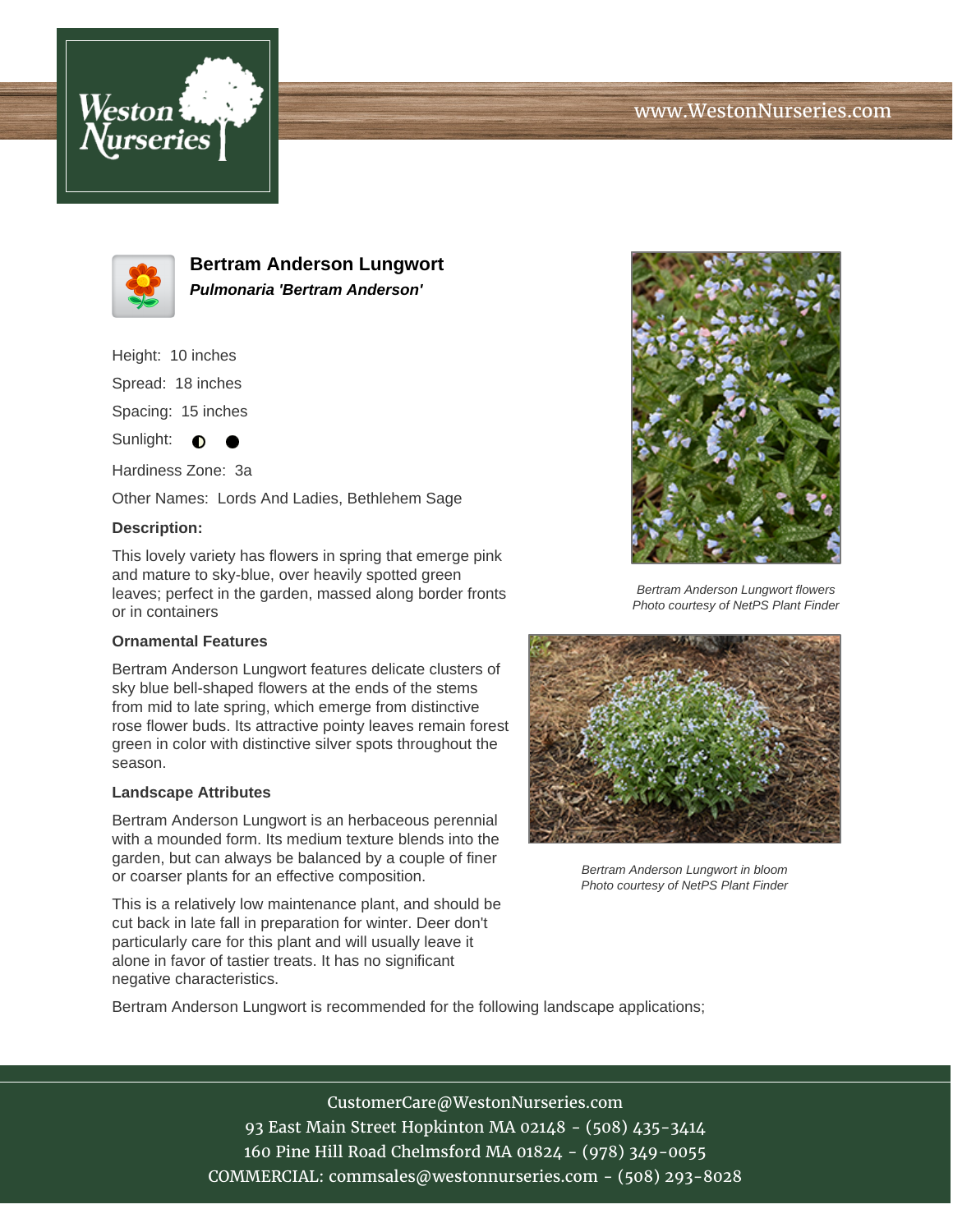# Bertram Anderson Lungwort

***Pulmonaria 'Bertram Anderson'***

Height: 10 inches

Spread: 18 inches

Spacing: 15 inches

Sunlight: ◐ ●

Hardiness Zone: 3a

Other Names: Lords And Ladies, Bethlehem Sage

**Description:**

This lovely variety has flowers in spring that emerge pink and mature to sky-blue, over heavily spotted green leaves; perfect in the garden, massed along border fronts or in containers

### Ornamental Features

Bertram Anderson Lungwort features delicate clusters of sky blue bell-shaped flowers at the ends of the stems from mid to late spring, which emerge from distinctive rose flower buds. Its attractive pointy leaves remain forest green in color with distinctive silver spots throughout the season.

### Landscape Attributes

Bertram Anderson Lungwort is an herbaceous perennial with a mounded form. Its medium texture blends into the garden, but can always be balanced by a couple of finer or coarser plants for an effective composition.

This is a relatively low maintenance plant, and should be cut back in late fall in preparation for winter. Deer don't particularly care for this plant and will usually leave it alone in favor of tastier treats. It has no significant negative characteristics.

Bertram Anderson Lungwort is recommended for the following landscape applications;

*Bertram Anderson Lungwort flowers*
*Photo courtesy of NetPS Plant Finder*

*Bertram Anderson Lungwort in bloom*
*Photo courtesy of NetPS Plant Finder*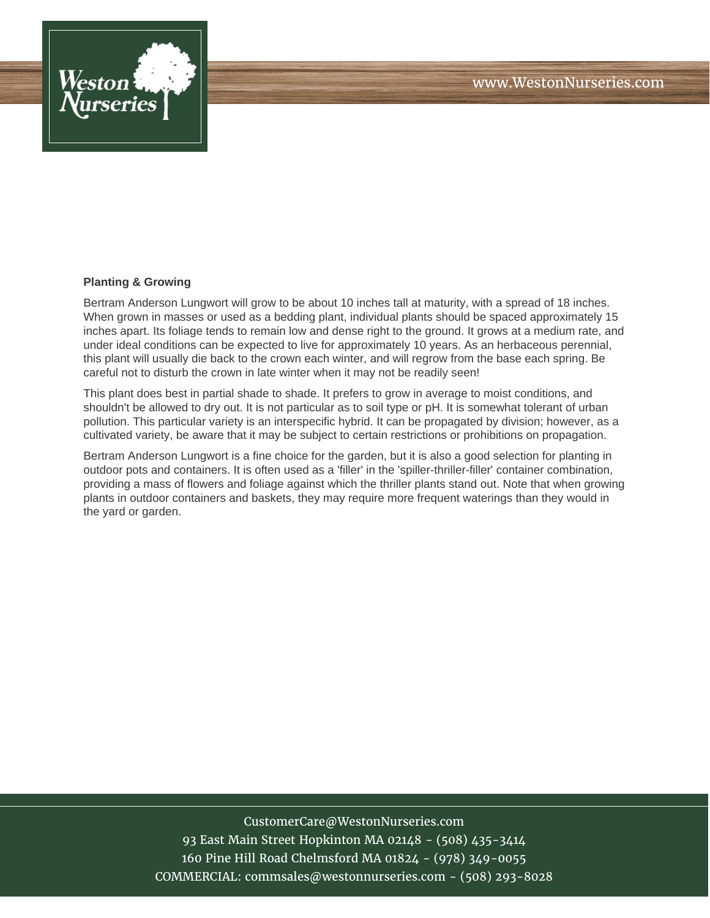**Planting & Growing**

Bertram Anderson Lungwort will grow to be about 10 inches tall at maturity, with a spread of 18 inches. When grown in masses or used as a bedding plant, individual plants should be spaced approximately 15 inches apart. Its foliage tends to remain low and dense right to the ground. It grows at a medium rate, and under ideal conditions can be expected to live for approximately 10 years. As an herbaceous perennial, this plant will usually die back to the crown each winter, and will regrow from the base each spring. Be careful not to disturb the crown in late winter when it may not be readily seen!

This plant does best in partial shade to shade. It prefers to grow in average to moist conditions, and shouldn't be allowed to dry out. It is not particular as to soil type or pH. It is somewhat tolerant of urban pollution. This particular variety is an interspecific hybrid. It can be propagated by division; however, as a cultivated variety, be aware that it may be subject to certain restrictions or prohibitions on propagation.

Bertram Anderson Lungwort is a fine choice for the garden, but it is also a good selection for planting in outdoor pots and containers. It is often used as a 'filler' in the 'spiller-thriller-filler' container combination, providing a mass of flowers and foliage against which the thriller plants stand out. Note that when growing plants in outdoor containers and baskets, they may require more frequent waterings than they would in the yard or garden.